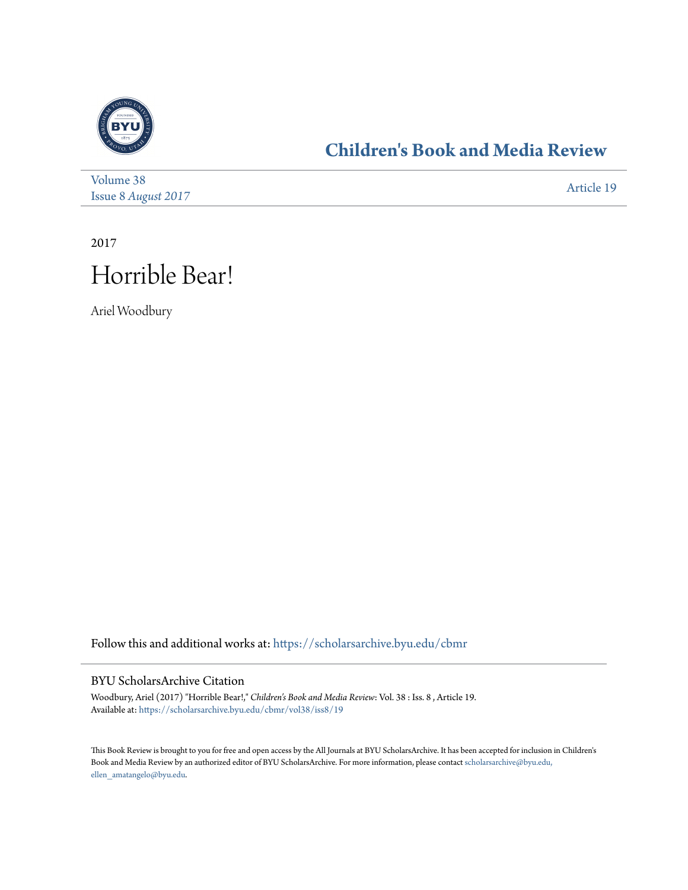# Children's Book and Media Review

Volume 38
Issue 8 *August 2017*

Article 19

2017

# Horrible Bear!

Ariel Woodbury

Follow this and additional works at: https://scholarsarchive.byu.edu/cbmr

## BYU ScholarsArchive Citation

Woodbury, Ariel (2017) "Horrible Bear!," *Children's Book and Media Review*: Vol. 38 : Iss. 8 , Article 19.
Available at: https://scholarsarchive.byu.edu/cbmr/vol38/iss8/19

This Book Review is brought to you for free and open access by the All Journals at BYU ScholarsArchive. It has been accepted for inclusion in Children's Book and Media Review by an authorized editor of BYU ScholarsArchive. For more information, please contact scholarsarchive@byu.edu, ellen_amatangelo@byu.edu.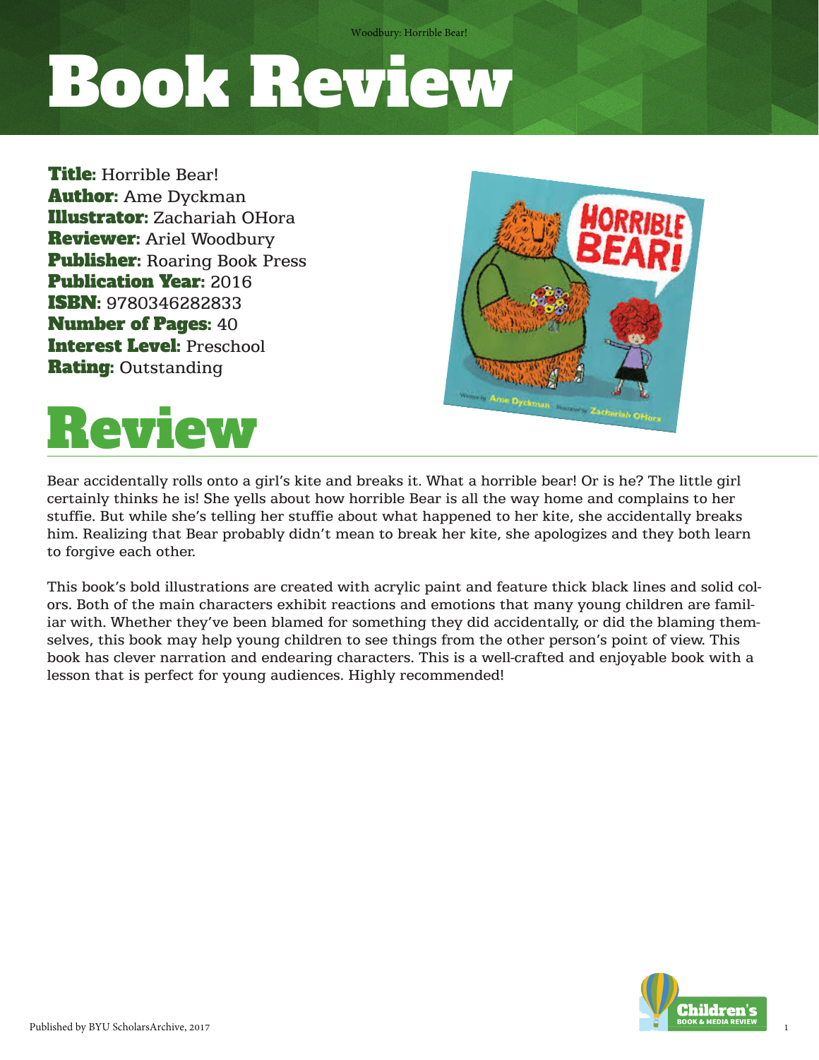# Book Review

**Title:** Horrible Bear!
**Author:** Ame Dyckman
**Illustrator:** Zachariah OHora
**Reviewer:** Ariel Woodbury
**Publisher:** Roaring Book Press
**Publication Year:** 2016
**ISBN:** 9780346282833
**Number of Pages:** 40
**Interest Level:** Preschool
**Rating:** Outstanding

# Review

Bear accidentally rolls onto a girl's kite and breaks it. What a horrible bear! Or is he? The little girl certainly thinks he is! She yells about how horrible Bear is all the way home and complains to her stuffie. But while she's telling her stuffie about what happened to her kite, she accidentally breaks him. Realizing that Bear probably didn't mean to break her kite, she apologizes and they both learn to forgive each other.

This book's bold illustrations are created with acrylic paint and feature thick black lines and solid colors. Both of the main characters exhibit reactions and emotions that many young children are familiar with. Whether they've been blamed for something they did accidentally, or did the blaming themselves, this book may help young children to see things from the other person's point of view. This book has clever narration and endearing characters. This is a well-crafted and enjoyable book with a lesson that is perfect for young audiences. Highly recommended!